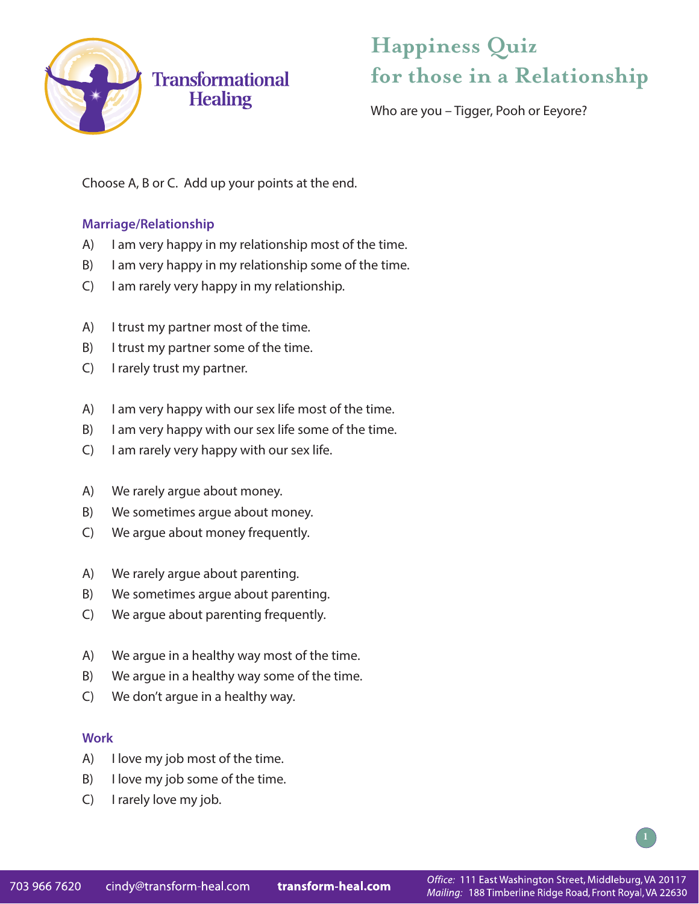Transformational Healing

# Happiness Quiz for those in a Relationship

Who are you – Tigger, Pooh or Eeyore?

Choose A, B or C. Add up your points at the end.

### Marriage/Relationship

A) I am very happy in my relationship most of the time.
B) I am very happy in my relationship some of the time.
C) I am rarely very happy in my relationship.

A) I trust my partner most of the time.
B) I trust my partner some of the time.
C) I rarely trust my partner.

A) I am very happy with our sex life most of the time.
B) I am very happy with our sex life some of the time.
C) I am rarely very happy with our sex life.

A) We rarely argue about money.
B) We sometimes argue about money.
C) We argue about money frequently.

A) We rarely argue about parenting.
B) We sometimes argue about parenting.
C) We argue about parenting frequently.

A) We argue in a healthy way most of the time.
B) We argue in a healthy way some of the time.
C) We don't argue in a healthy way.

### Work

A) I love my job most of the time.
B) I love my job some of the time.
C) I rarely love my job.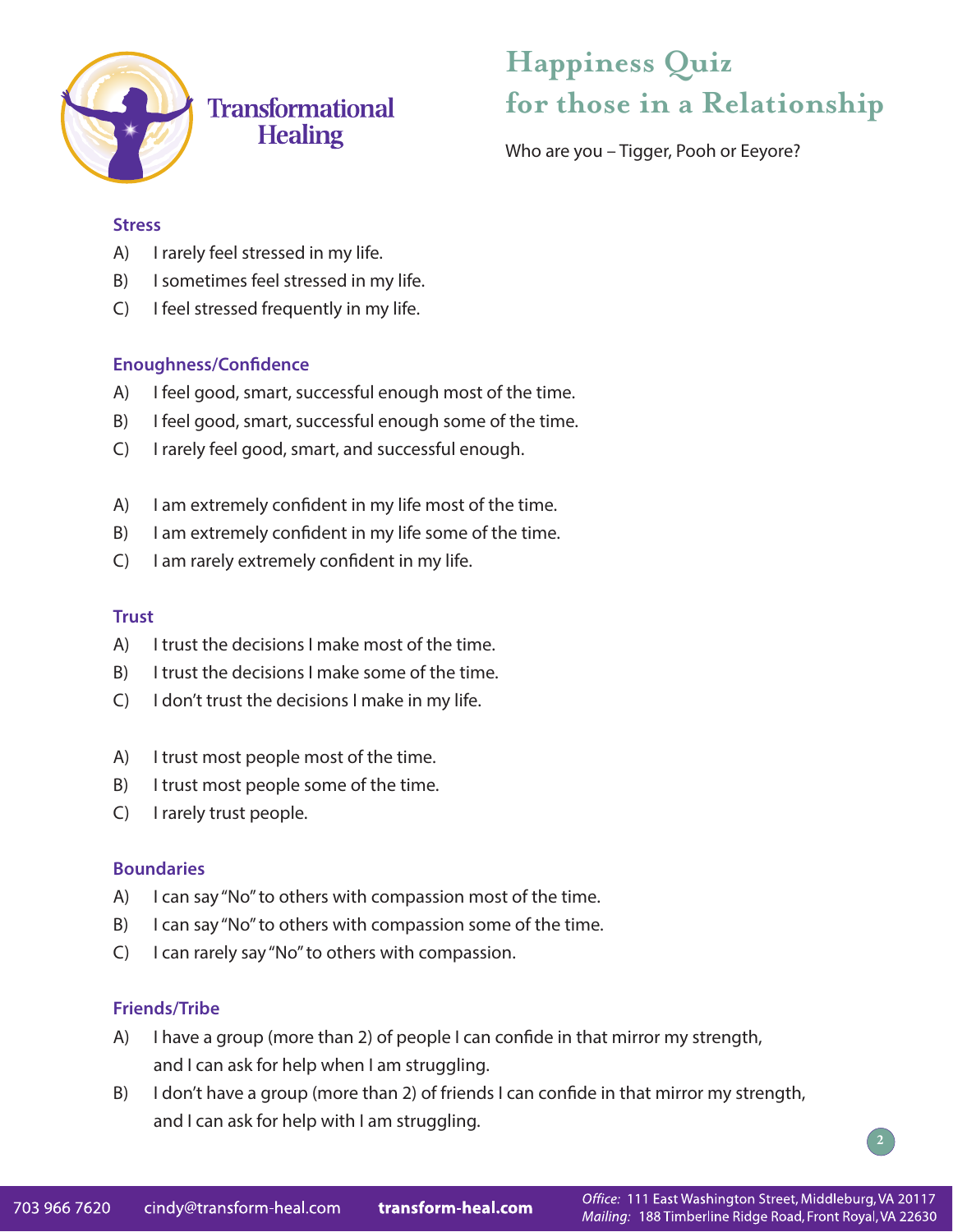# Happiness Quiz for those in a Relationship

Who are you – Tigger, Pooh or Eeyore?

### Stress

A) I rarely feel stressed in my life.
B) I sometimes feel stressed in my life.
C) I feel stressed frequently in my life.

### Enoughness/Confidence

A) I feel good, smart, successful enough most of the time.
B) I feel good, smart, successful enough some of the time.
C) I rarely feel good, smart, and successful enough.

A) I am extremely confident in my life most of the time.
B) I am extremely confident in my life some of the time.
C) I am rarely extremely confident in my life.

### Trust

A) I trust the decisions I make most of the time.
B) I trust the decisions I make some of the time.
C) I don't trust the decisions I make in my life.

A) I trust most people most of the time.
B) I trust most people some of the time.
C) I rarely trust people.

### Boundaries

A) I can say "No" to others with compassion most of the time.
B) I can say "No" to others with compassion some of the time.
C) I can rarely say "No" to others with compassion.

### Friends/Tribe

A) I have a group (more than 2) of people I can confide in that mirror my strength, and I can ask for help when I am struggling.
B) I don't have a group (more than 2) of friends I can confide in that mirror my strength, and I can ask for help with I am struggling.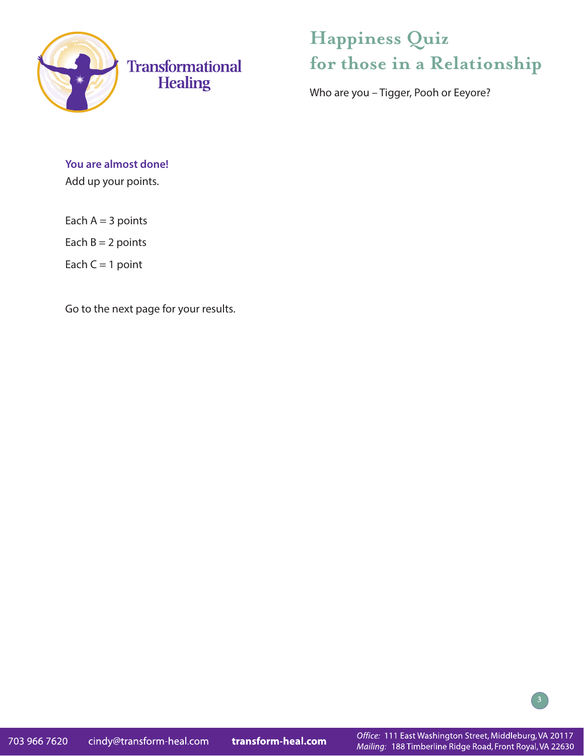**You are almost done!**

Add up your points.

Each A = 3 points

Each B = 2 points

Each C = 1 point

Go to the next page for your results.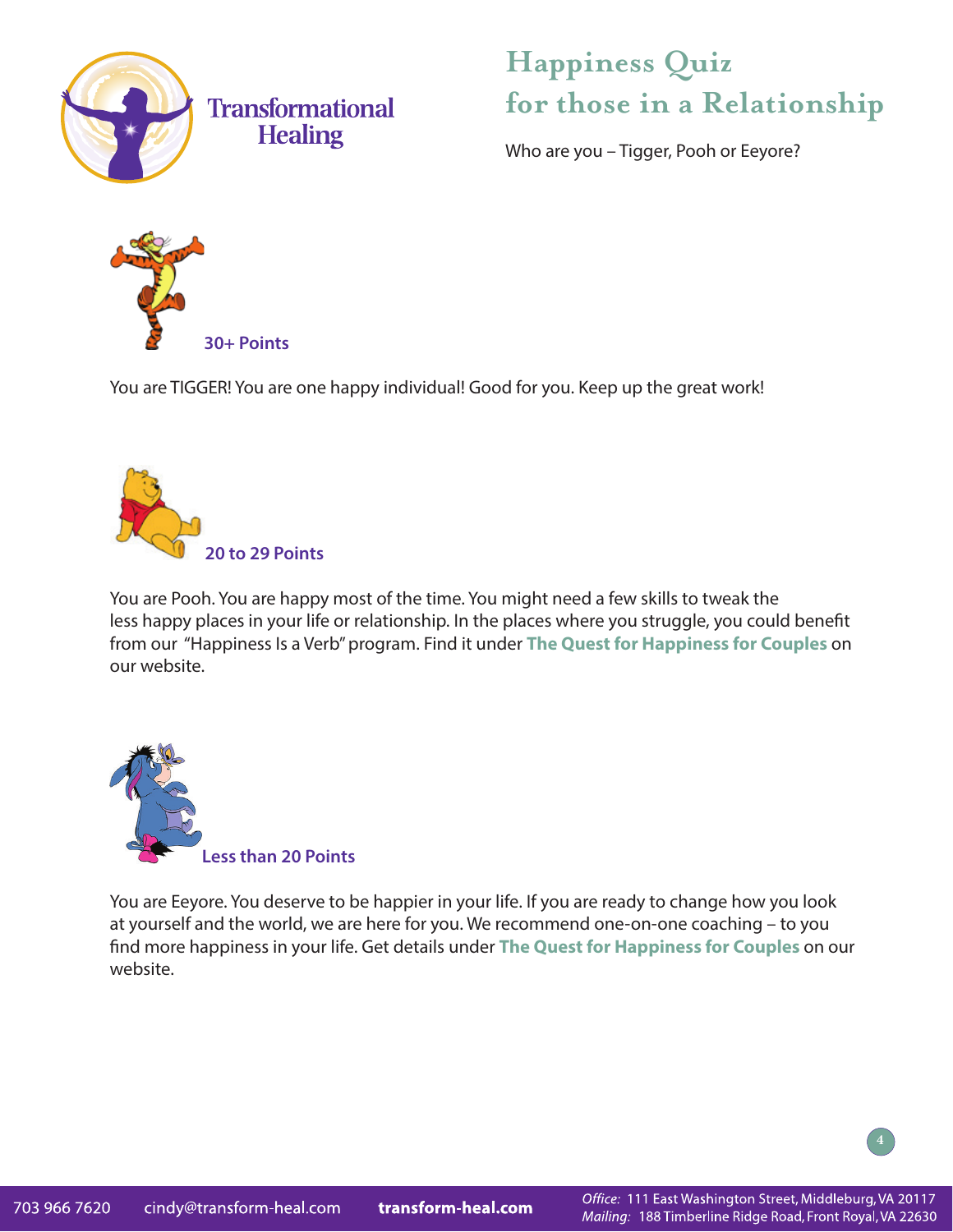Transformational Healing

# Happiness Quiz for those in a Relationship

Who are you – Tigger, Pooh or Eeyore?

### 30+ Points

You are TIGGER! You are one happy individual! Good for you. Keep up the great work!

### 20 to 29 Points

You are Pooh. You are happy most of the time. You might need a few skills to tweak the less happy places in your life or relationship. In the places where you struggle, you could benefit from our "Happiness Is a Verb" program. Find it under **The Quest for Happiness for Couples** on our website.

### Less than 20 Points

You are Eeyore. You deserve to be happier in your life. If you are ready to change how you look at yourself and the world, we are here for you. We recommend one-on-one coaching – to you find more happiness in your life. Get details under **The Quest for Happiness for Couples** on our website.

703 966 7620 cindy@transform-heal.com **transform-heal.com** *Office:* 111 East Washington Street, Middleburg, VA 20117 *Mailing:* 188 Timberline Ridge Road, Front Royal, VA 22630